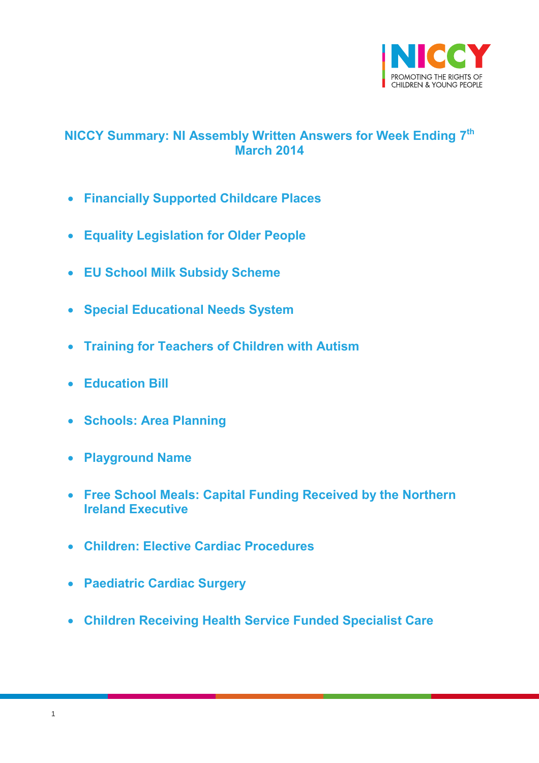# NICCY Summary: NI Assembly Written Answers for Week Ending 7th March 2014

- **Financially Supported Childcare Places**
- **Equality Legislation for Older People**
- **EU School Milk Subsidy Scheme**
- **Special Educational Needs System**
- **Training for Teachers of Children with Autism**
- **Education Bill**
- **Schools: Area Planning**
- **Playground Name**
- **Free School Meals: Capital Funding Received by the Northern Ireland Executive**
- **Children: Elective Cardiac Procedures**
- **Paediatric Cardiac Surgery**
- **Children Receiving Health Service Funded Specialist Care**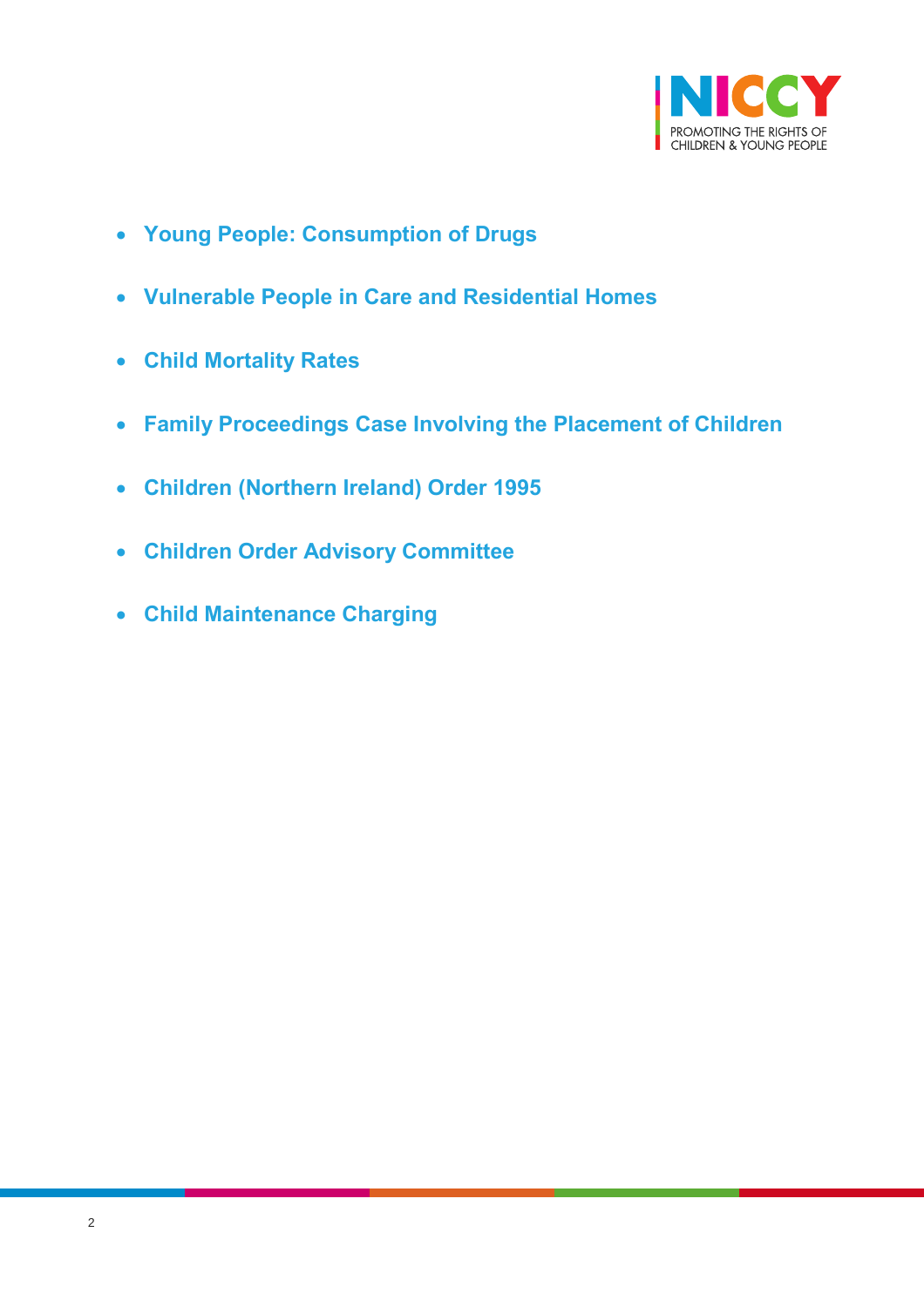- **Young People: Consumption of Drugs**
- **Vulnerable People in Care and Residential Homes**
- **Child Mortality Rates**
- **Family Proceedings Case Involving the Placement of Children**
- **Children (Northern Ireland) Order 1995**
- **Children Order Advisory Committee**
- **Child Maintenance Charging**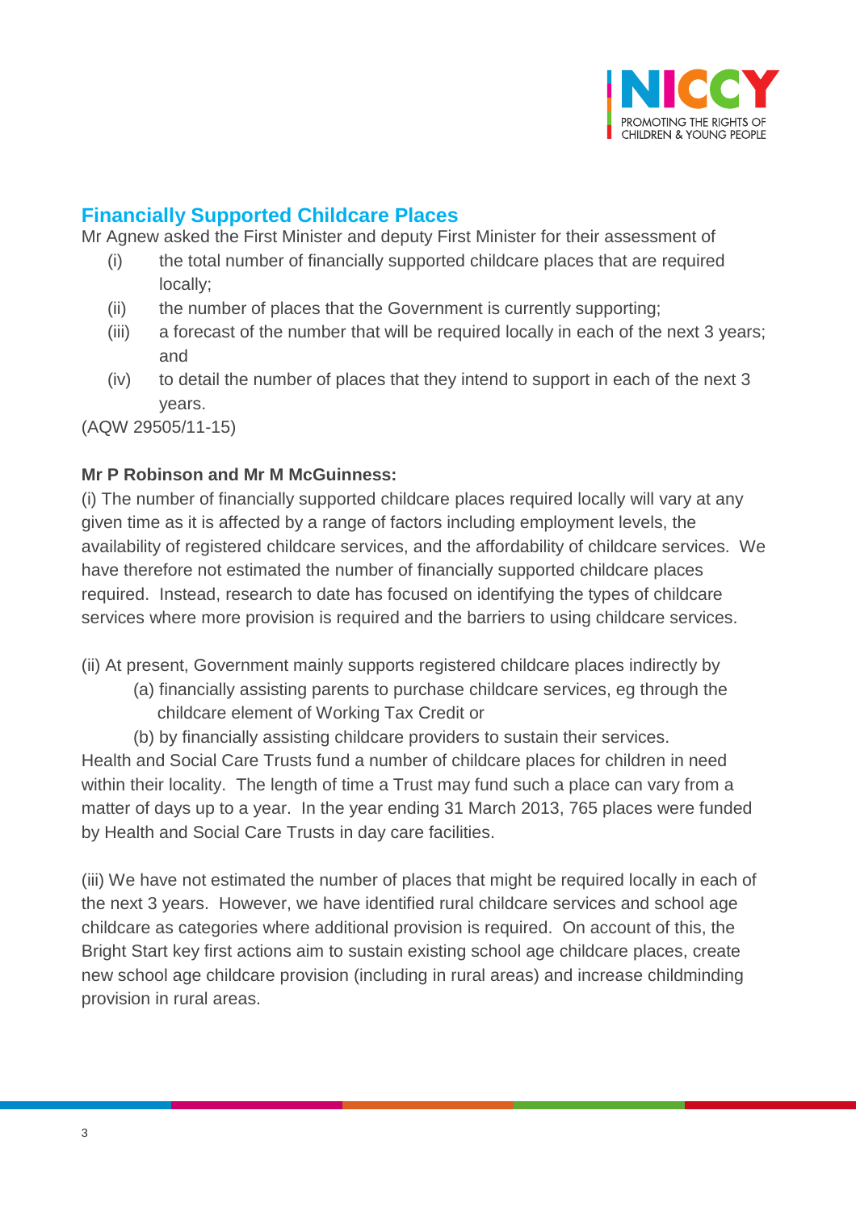## Financially Supported Childcare Places

Mr Agnew asked the First Minister and deputy First Minister for their assessment of

- (i) the total number of financially supported childcare places that are required locally;
- (ii) the number of places that the Government is currently supporting;
- (iii) a forecast of the number that will be required locally in each of the next 3 years; and
- (iv) to detail the number of places that they intend to support in each of the next 3 years.

(AQW 29505/11-15)

**Mr P Robinson and Mr M McGuinness:**

(i) The number of financially supported childcare places required locally will vary at any given time as it is affected by a range of factors including employment levels, the availability of registered childcare services, and the affordability of childcare services. We have therefore not estimated the number of financially supported childcare places required. Instead, research to date has focused on identifying the types of childcare services where more provision is required and the barriers to using childcare services.

(ii) At present, Government mainly supports registered childcare places indirectly by

- (a) financially assisting parents to purchase childcare services, eg through the childcare element of Working Tax Credit or
- (b) by financially assisting childcare providers to sustain their services.

Health and Social Care Trusts fund a number of childcare places for children in need within their locality. The length of time a Trust may fund such a place can vary from a matter of days up to a year. In the year ending 31 March 2013, 765 places were funded by Health and Social Care Trusts in day care facilities.

(iii) We have not estimated the number of places that might be required locally in each of the next 3 years. However, we have identified rural childcare services and school age childcare as categories where additional provision is required. On account of this, the Bright Start key first actions aim to sustain existing school age childcare places, create new school age childcare provision (including in rural areas) and increase childminding provision in rural areas.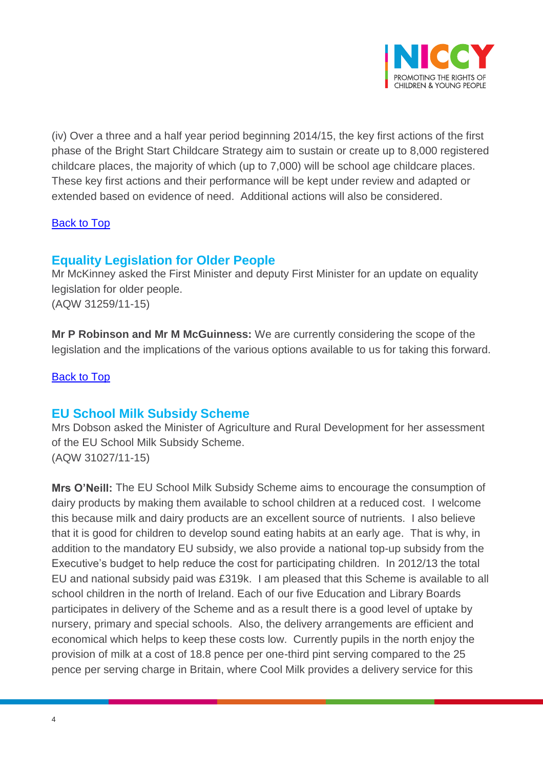(iv) Over a three and a half year period beginning 2014/15, the key first actions of the first phase of the Bright Start Childcare Strategy aim to sustain or create up to 8,000 registered childcare places, the majority of which (up to 7,000) will be school age childcare places. These key first actions and their performance will be kept under review and adapted or extended based on evidence of need. Additional actions will also be considered.

[Back to Top]

## Equality Legislation for Older People

Mr McKinney asked the First Minister and deputy First Minister for an update on equality legislation for older people.
(AQW 31259/11-15)

**Mr P Robinson and Mr M McGuinness:** We are currently considering the scope of the legislation and the implications of the various options available to us for taking this forward.

[Back to Top]

## EU School Milk Subsidy Scheme

Mrs Dobson asked the Minister of Agriculture and Rural Development for her assessment of the EU School Milk Subsidy Scheme.
(AQW 31027/11-15)

**Mrs O'Neill:** The EU School Milk Subsidy Scheme aims to encourage the consumption of dairy products by making them available to school children at a reduced cost. I welcome this because milk and dairy products are an excellent source of nutrients. I also believe that it is good for children to develop sound eating habits at an early age. That is why, in addition to the mandatory EU subsidy, we also provide a national top-up subsidy from the Executive's budget to help reduce the cost for participating children. In 2012/13 the total EU and national subsidy paid was £319k. I am pleased that this Scheme is available to all school children in the north of Ireland. Each of our five Education and Library Boards participates in delivery of the Scheme and as a result there is a good level of uptake by nursery, primary and special schools. Also, the delivery arrangements are efficient and economical which helps to keep these costs low. Currently pupils in the north enjoy the provision of milk at a cost of 18.8 pence per one-third pint serving compared to the 25 pence per serving charge in Britain, where Cool Milk provides a delivery service for this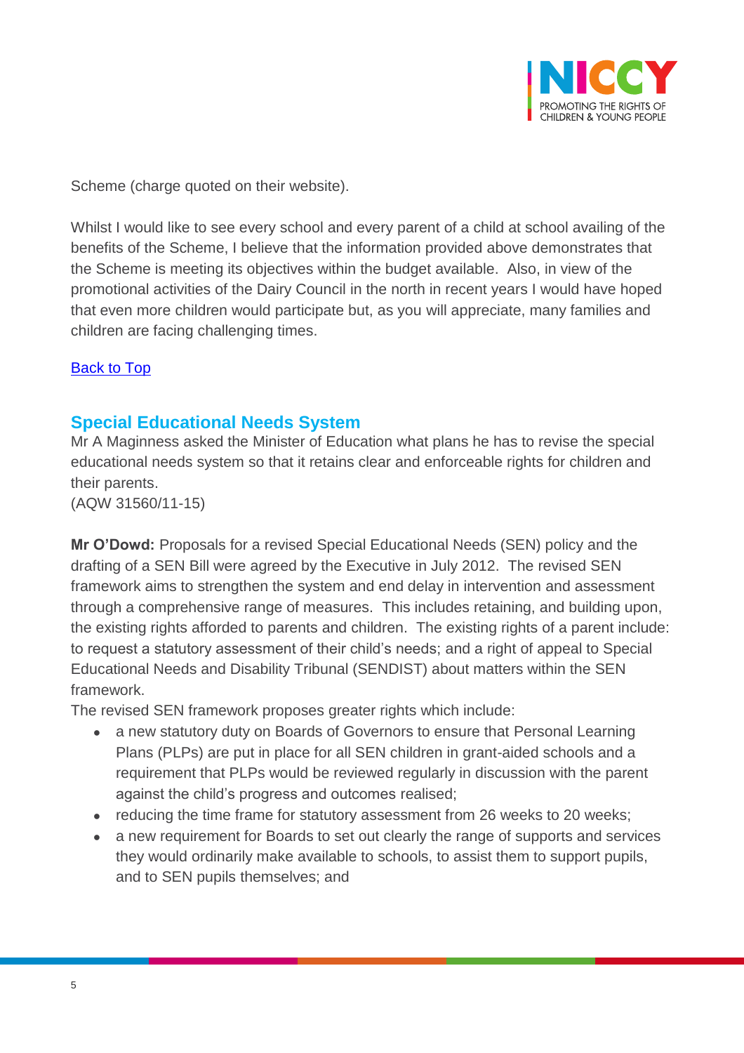Scheme (charge quoted on their website).

Whilst I would like to see every school and every parent of a child at school availing of the benefits of the Scheme, I believe that the information provided above demonstrates that the Scheme is meeting its objectives within the budget available. Also, in view of the promotional activities of the Dairy Council in the north in recent years I would have hoped that even more children would participate but, as you will appreciate, many families and children are facing challenging times.

[Back to Top]

## Special Educational Needs System

Mr A Maginness asked the Minister of Education what plans he has to revise the special educational needs system so that it retains clear and enforceable rights for children and their parents.
(AQW 31560/11-15)

**Mr O'Dowd:** Proposals for a revised Special Educational Needs (SEN) policy and the drafting of a SEN Bill were agreed by the Executive in July 2012. The revised SEN framework aims to strengthen the system and end delay in intervention and assessment through a comprehensive range of measures. This includes retaining, and building upon, the existing rights afforded to parents and children. The existing rights of a parent include: to request a statutory assessment of their child's needs; and a right of appeal to Special Educational Needs and Disability Tribunal (SENDIST) about matters within the SEN framework.

The revised SEN framework proposes greater rights which include:

- a new statutory duty on Boards of Governors to ensure that Personal Learning Plans (PLPs) are put in place for all SEN children in grant-aided schools and a requirement that PLPs would be reviewed regularly in discussion with the parent against the child's progress and outcomes realised;
- reducing the time frame for statutory assessment from 26 weeks to 20 weeks;
- a new requirement for Boards to set out clearly the range of supports and services they would ordinarily make available to schools, to assist them to support pupils, and to SEN pupils themselves; and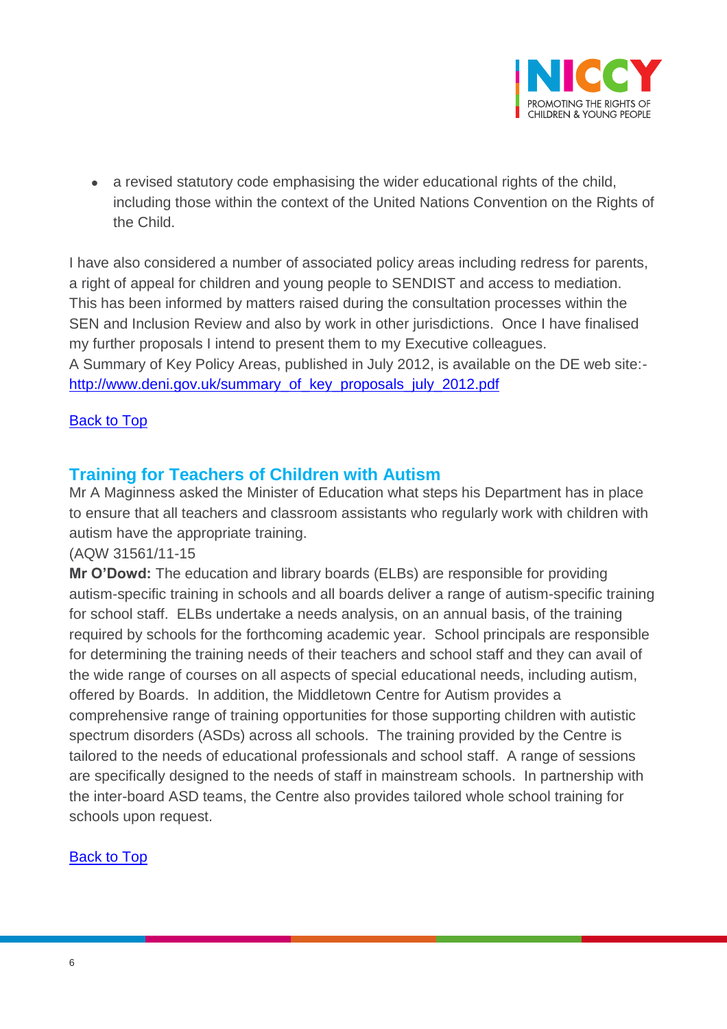- a revised statutory code emphasising the wider educational rights of the child, including those within the context of the United Nations Convention on the Rights of the Child.

I have also considered a number of associated policy areas including redress for parents, a right of appeal for children and young people to SENDIST and access to mediation. This has been informed by matters raised during the consultation processes within the SEN and Inclusion Review and also by work in other jurisdictions. Once I have finalised my further proposals I intend to present them to my Executive colleagues.
A Summary of Key Policy Areas, published in July 2012, is available on the DE web site:- [http://www.deni.gov.uk/summary_of_key_proposals_july_2012.pdf](http://www.deni.gov.uk/summary_of_key_proposals_july_2012.pdf)

Back to Top

## Training for Teachers of Children with Autism

Mr A Maginness asked the Minister of Education what steps his Department has in place to ensure that all teachers and classroom assistants who regularly work with children with autism have the appropriate training.
(AQW 31561/11-15

**Mr O'Dowd:** The education and library boards (ELBs) are responsible for providing autism-specific training in schools and all boards deliver a range of autism-specific training for school staff. ELBs undertake a needs analysis, on an annual basis, of the training required by schools for the forthcoming academic year. School principals are responsible for determining the training needs of their teachers and school staff and they can avail of the wide range of courses on all aspects of special educational needs, including autism, offered by Boards. In addition, the Middletown Centre for Autism provides a comprehensive range of training opportunities for those supporting children with autistic spectrum disorders (ASDs) across all schools. The training provided by the Centre is tailored to the needs of educational professionals and school staff. A range of sessions are specifically designed to the needs of staff in mainstream schools. In partnership with the inter-board ASD teams, the Centre also provides tailored whole school training for schools upon request.

Back to Top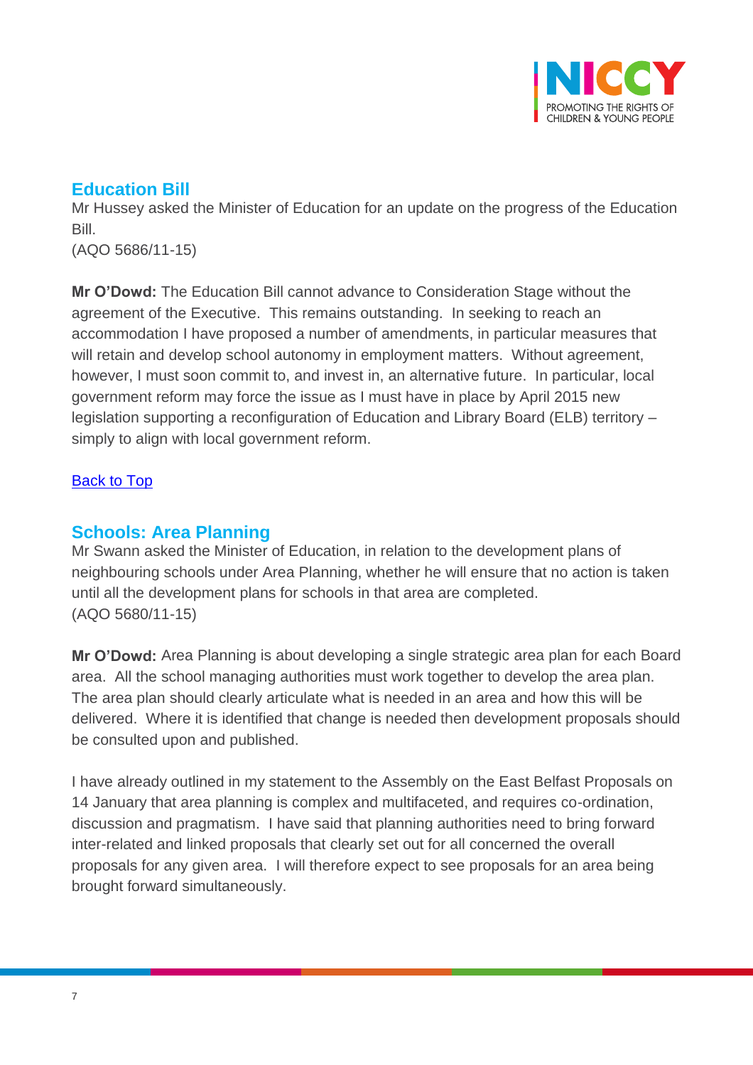## Education Bill

Mr Hussey asked the Minister of Education for an update on the progress of the Education Bill.
(AQO 5686/11-15)

**Mr O'Dowd:** The Education Bill cannot advance to Consideration Stage without the agreement of the Executive. This remains outstanding. In seeking to reach an accommodation I have proposed a number of amendments, in particular measures that will retain and develop school autonomy in employment matters. Without agreement, however, I must soon commit to, and invest in, an alternative future. In particular, local government reform may force the issue as I must have in place by April 2015 new legislation supporting a reconfiguration of Education and Library Board (ELB) territory – simply to align with local government reform.

Back to Top

## Schools: Area Planning

Mr Swann asked the Minister of Education, in relation to the development plans of neighbouring schools under Area Planning, whether he will ensure that no action is taken until all the development plans for schools in that area are completed.
(AQO 5680/11-15)

**Mr O'Dowd:** Area Planning is about developing a single strategic area plan for each Board area. All the school managing authorities must work together to develop the area plan. The area plan should clearly articulate what is needed in an area and how this will be delivered. Where it is identified that change is needed then development proposals should be consulted upon and published.

I have already outlined in my statement to the Assembly on the East Belfast Proposals on 14 January that area planning is complex and multifaceted, and requires co-ordination, discussion and pragmatism. I have said that planning authorities need to bring forward inter-related and linked proposals that clearly set out for all concerned the overall proposals for any given area. I will therefore expect to see proposals for an area being brought forward simultaneously.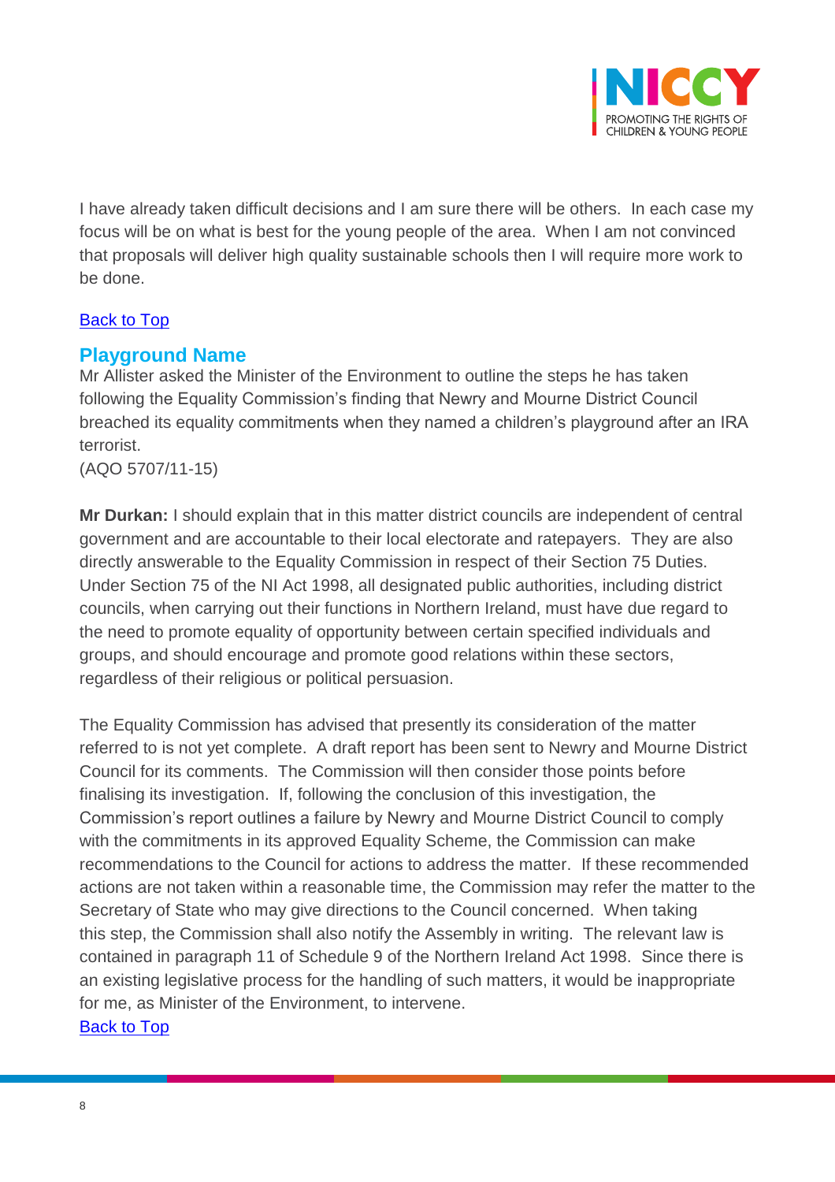I have already taken difficult decisions and I am sure there will be others. In each case my focus will be on what is best for the young people of the area. When I am not convinced that proposals will deliver high quality sustainable schools then I will require more work to be done.

Back to Top

## Playground Name

Mr Allister asked the Minister of the Environment to outline the steps he has taken following the Equality Commission's finding that Newry and Mourne District Council breached its equality commitments when they named a children's playground after an IRA terrorist.
(AQO 5707/11-15)

**Mr Durkan:** I should explain that in this matter district councils are independent of central government and are accountable to their local electorate and ratepayers. They are also directly answerable to the Equality Commission in respect of their Section 75 Duties. Under Section 75 of the NI Act 1998, all designated public authorities, including district councils, when carrying out their functions in Northern Ireland, must have due regard to the need to promote equality of opportunity between certain specified individuals and groups, and should encourage and promote good relations within these sectors, regardless of their religious or political persuasion.

The Equality Commission has advised that presently its consideration of the matter referred to is not yet complete. A draft report has been sent to Newry and Mourne District Council for its comments. The Commission will then consider those points before finalising its investigation. If, following the conclusion of this investigation, the Commission's report outlines a failure by Newry and Mourne District Council to comply with the commitments in its approved Equality Scheme, the Commission can make recommendations to the Council for actions to address the matter. If these recommended actions are not taken within a reasonable time, the Commission may refer the matter to the Secretary of State who may give directions to the Council concerned. When taking this step, the Commission shall also notify the Assembly in writing. The relevant law is contained in paragraph 11 of Schedule 9 of the Northern Ireland Act 1998. Since there is an existing legislative process for the handling of such matters, it would be inappropriate for me, as Minister of the Environment, to intervene.

Back to Top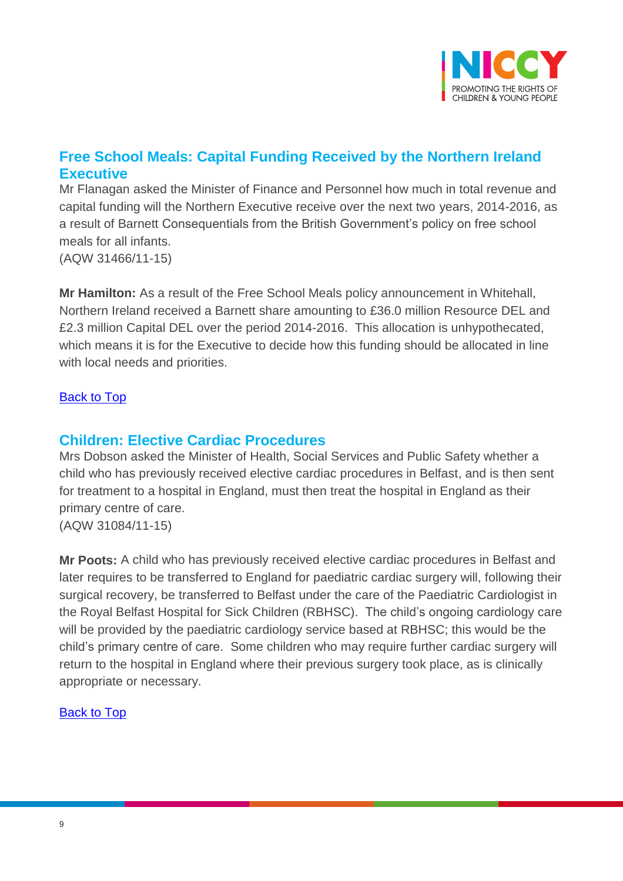## Free School Meals: Capital Funding Received by the Northern Ireland Executive

Mr Flanagan asked the Minister of Finance and Personnel how much in total revenue and capital funding will the Northern Executive receive over the next two years, 2014-2016, as a result of Barnett Consequentials from the British Government's policy on free school meals for all infants.
(AQW 31466/11-15)

**Mr Hamilton:** As a result of the Free School Meals policy announcement in Whitehall, Northern Ireland received a Barnett share amounting to £36.0 million Resource DEL and £2.3 million Capital DEL over the period 2014-2016. This allocation is unhypothecated, which means it is for the Executive to decide how this funding should be allocated in line with local needs and priorities.

Back to Top

## Children: Elective Cardiac Procedures

Mrs Dobson asked the Minister of Health, Social Services and Public Safety whether a child who has previously received elective cardiac procedures in Belfast, and is then sent for treatment to a hospital in England, must then treat the hospital in England as their primary centre of care.
(AQW 31084/11-15)

**Mr Poots:** A child who has previously received elective cardiac procedures in Belfast and later requires to be transferred to England for paediatric cardiac surgery will, following their surgical recovery, be transferred to Belfast under the care of the Paediatric Cardiologist in the Royal Belfast Hospital for Sick Children (RBHSC). The child's ongoing cardiology care will be provided by the paediatric cardiology service based at RBHSC; this would be the child's primary centre of care. Some children who may require further cardiac surgery will return to the hospital in England where their previous surgery took place, as is clinically appropriate or necessary.

Back to Top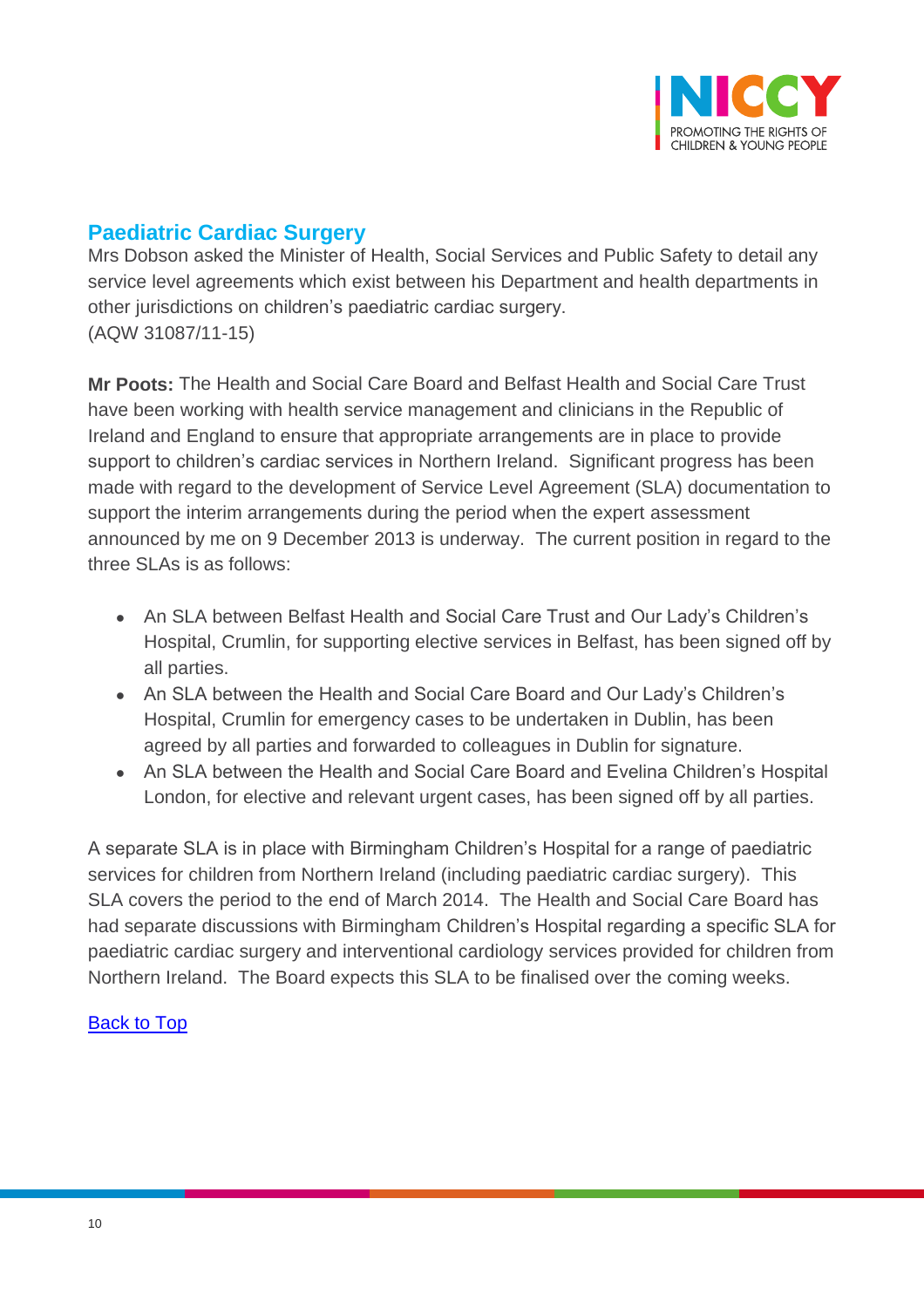## Paediatric Cardiac Surgery

Mrs Dobson asked the Minister of Health, Social Services and Public Safety to detail any service level agreements which exist between his Department and health departments in other jurisdictions on children's paediatric cardiac surgery.
(AQW 31087/11-15)

**Mr Poots:** The Health and Social Care Board and Belfast Health and Social Care Trust have been working with health service management and clinicians in the Republic of Ireland and England to ensure that appropriate arrangements are in place to provide support to children's cardiac services in Northern Ireland. Significant progress has been made with regard to the development of Service Level Agreement (SLA) documentation to support the interim arrangements during the period when the expert assessment announced by me on 9 December 2013 is underway. The current position in regard to the three SLAs is as follows:

- An SLA between Belfast Health and Social Care Trust and Our Lady's Children's Hospital, Crumlin, for supporting elective services in Belfast, has been signed off by all parties.
- An SLA between the Health and Social Care Board and Our Lady's Children's Hospital, Crumlin for emergency cases to be undertaken in Dublin, has been agreed by all parties and forwarded to colleagues in Dublin for signature.
- An SLA between the Health and Social Care Board and Evelina Children's Hospital London, for elective and relevant urgent cases, has been signed off by all parties.

A separate SLA is in place with Birmingham Children's Hospital for a range of paediatric services for children from Northern Ireland (including paediatric cardiac surgery). This SLA covers the period to the end of March 2014. The Health and Social Care Board has had separate discussions with Birmingham Children's Hospital regarding a specific SLA for paediatric cardiac surgery and interventional cardiology services provided for children from Northern Ireland. The Board expects this SLA to be finalised over the coming weeks.

Back to Top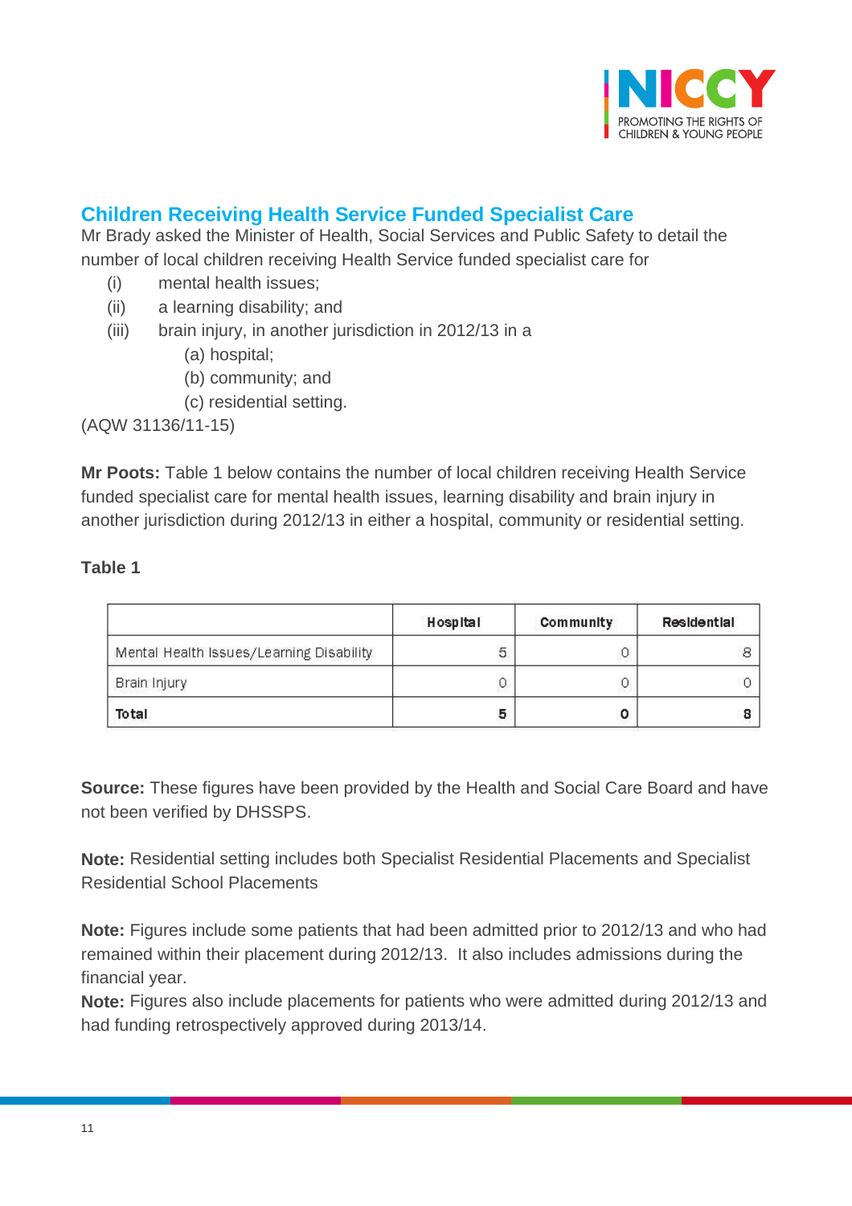## Children Receiving Health Service Funded Specialist Care

Mr Brady asked the Minister of Health, Social Services and Public Safety to detail the number of local children receiving Health Service funded specialist care for

- (i) mental health issues;
- (ii) a learning disability; and
- (iii) brain injury, in another jurisdiction in 2012/13 in a
  - (a) hospital;
  - (b) community; and
  - (c) residential setting.

(AQW 31136/11-15)

**Mr Poots:** Table 1 below contains the number of local children receiving Health Service funded specialist care for mental health issues, learning disability and brain injury in another jurisdiction during 2012/13 in either a hospital, community or residential setting.

**Table 1**

| | Hospital | Community | Residential |
|---|---|---|---|
| Mental Health Issues/Learning Disability | 5 | 0 | 8 |
| Brain Injury | 0 | 0 | 0 |
| **Total** | **5** | **0** | **8** |

**Source:** These figures have been provided by the Health and Social Care Board and have not been verified by DHSSPS.

**Note:** Residential setting includes both Specialist Residential Placements and Specialist Residential School Placements

**Note:** Figures include some patients that had been admitted prior to 2012/13 and who had remained within their placement during 2012/13. It also includes admissions during the financial year.

**Note:** Figures also include placements for patients who were admitted during 2012/13 and had funding retrospectively approved during 2013/14.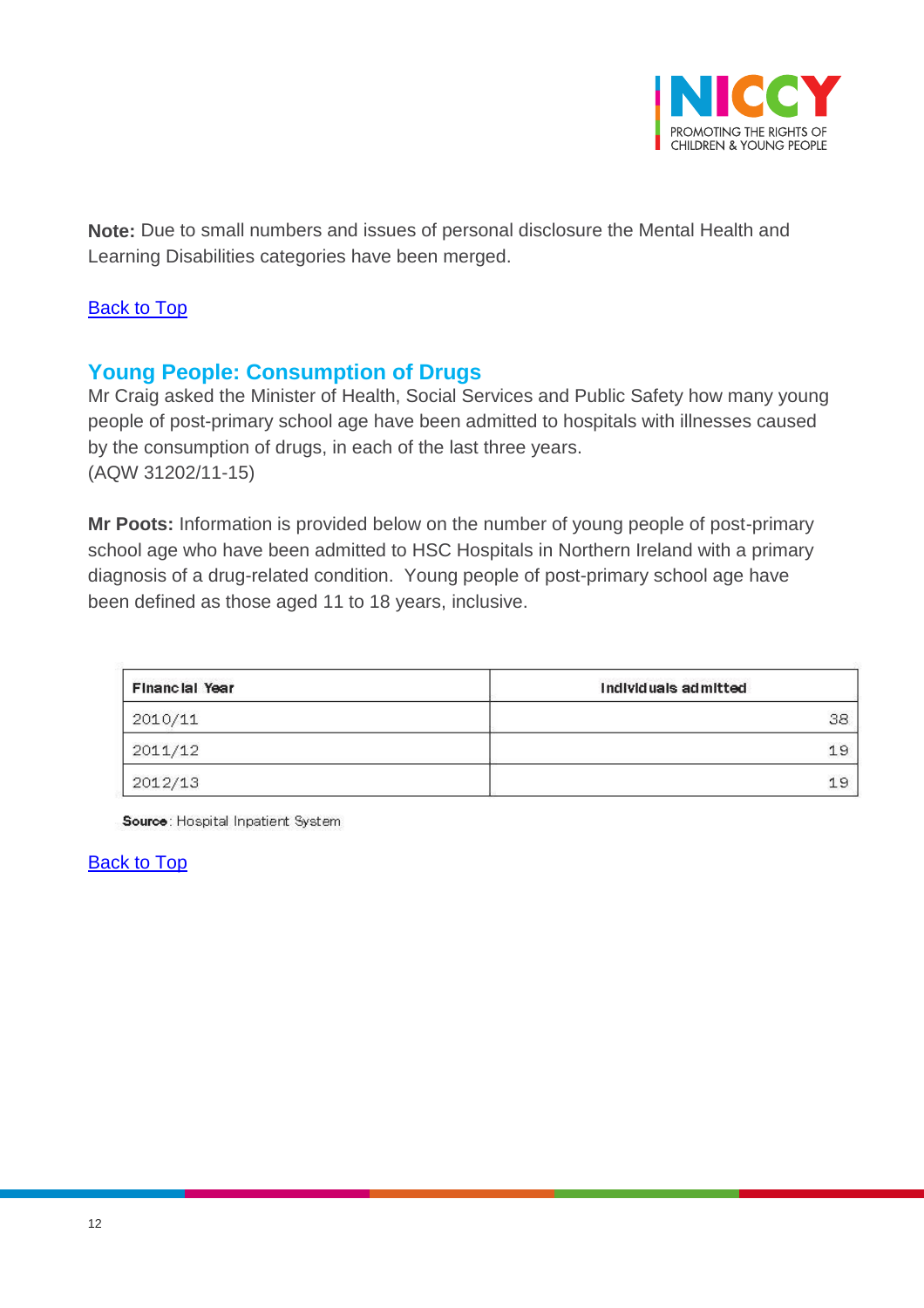**Note:** Due to small numbers and issues of personal disclosure the Mental Health and Learning Disabilities categories have been merged.

[Back to Top]

## Young People: Consumption of Drugs

Mr Craig asked the Minister of Health, Social Services and Public Safety how many young people of post-primary school age have been admitted to hospitals with illnesses caused by the consumption of drugs, in each of the last three years.
(AQW 31202/11-15)

**Mr Poots:** Information is provided below on the number of young people of post-primary school age who have been admitted to HSC Hospitals in Northern Ireland with a primary diagnosis of a drug-related condition. Young people of post-primary school age have been defined as those aged 11 to 18 years, inclusive.

| Financial Year | Individuals admitted |
|---|---|
| 2010/11 | 38 |
| 2011/12 | 19 |
| 2012/13 | 19 |

**Source**: Hospital Inpatient System

[Back to Top]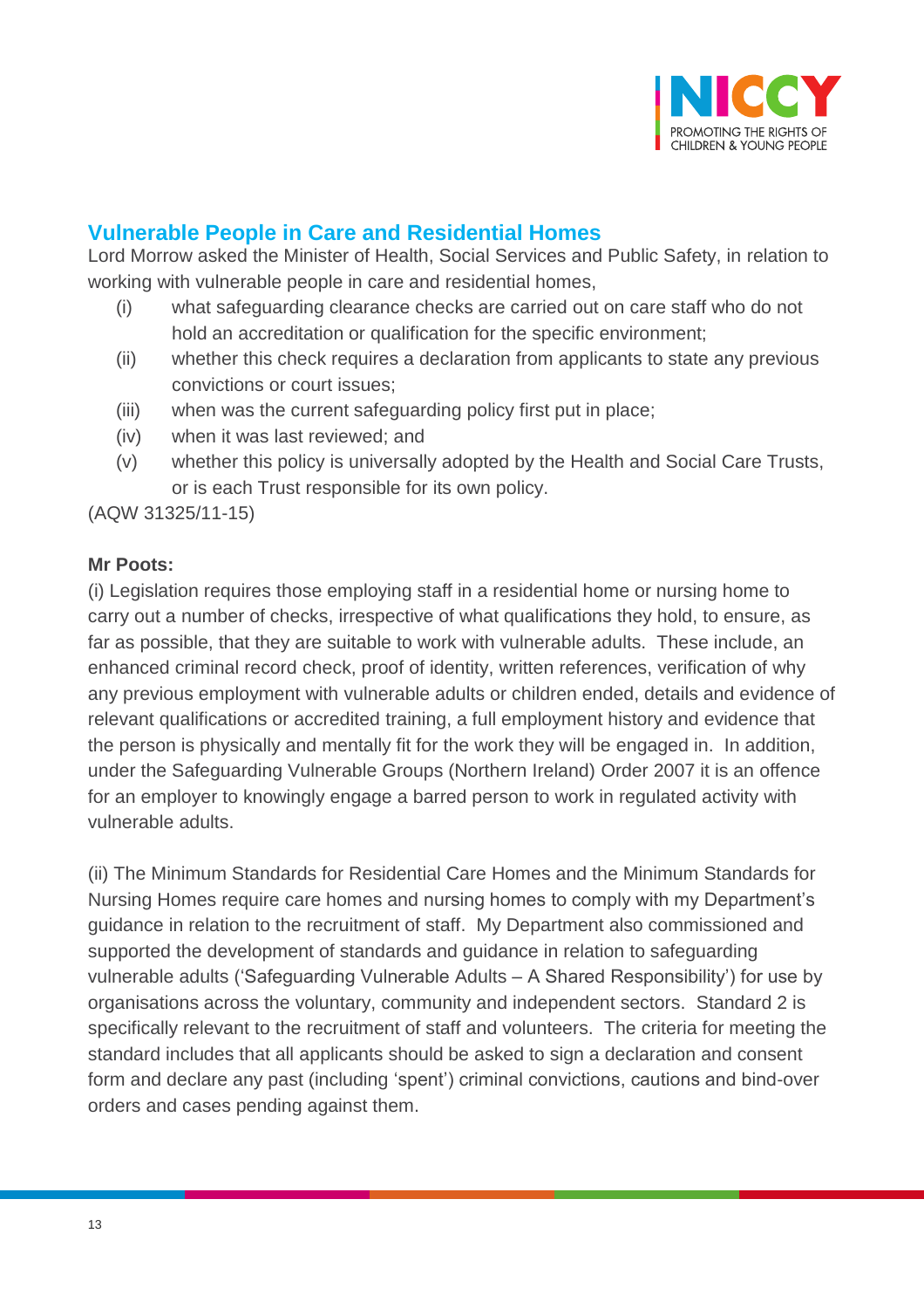## Vulnerable People in Care and Residential Homes

Lord Morrow asked the Minister of Health, Social Services and Public Safety, in relation to working with vulnerable people in care and residential homes,

- (i) what safeguarding clearance checks are carried out on care staff who do not hold an accreditation or qualification for the specific environment;
- (ii) whether this check requires a declaration from applicants to state any previous convictions or court issues;
- (iii) when was the current safeguarding policy first put in place;
- (iv) when it was last reviewed; and
- (v) whether this policy is universally adopted by the Health and Social Care Trusts, or is each Trust responsible for its own policy.

(AQW 31325/11-15)

**Mr Poots:**

(i) Legislation requires those employing staff in a residential home or nursing home to carry out a number of checks, irrespective of what qualifications they hold, to ensure, as far as possible, that they are suitable to work with vulnerable adults. These include, an enhanced criminal record check, proof of identity, written references, verification of why any previous employment with vulnerable adults or children ended, details and evidence of relevant qualifications or accredited training, a full employment history and evidence that the person is physically and mentally fit for the work they will be engaged in. In addition, under the Safeguarding Vulnerable Groups (Northern Ireland) Order 2007 it is an offence for an employer to knowingly engage a barred person to work in regulated activity with vulnerable adults.

(ii) The Minimum Standards for Residential Care Homes and the Minimum Standards for Nursing Homes require care homes and nursing homes to comply with my Department's guidance in relation to the recruitment of staff. My Department also commissioned and supported the development of standards and guidance in relation to safeguarding vulnerable adults ('Safeguarding Vulnerable Adults – A Shared Responsibility') for use by organisations across the voluntary, community and independent sectors. Standard 2 is specifically relevant to the recruitment of staff and volunteers. The criteria for meeting the standard includes that all applicants should be asked to sign a declaration and consent form and declare any past (including 'spent') criminal convictions, cautions and bind-over orders and cases pending against them.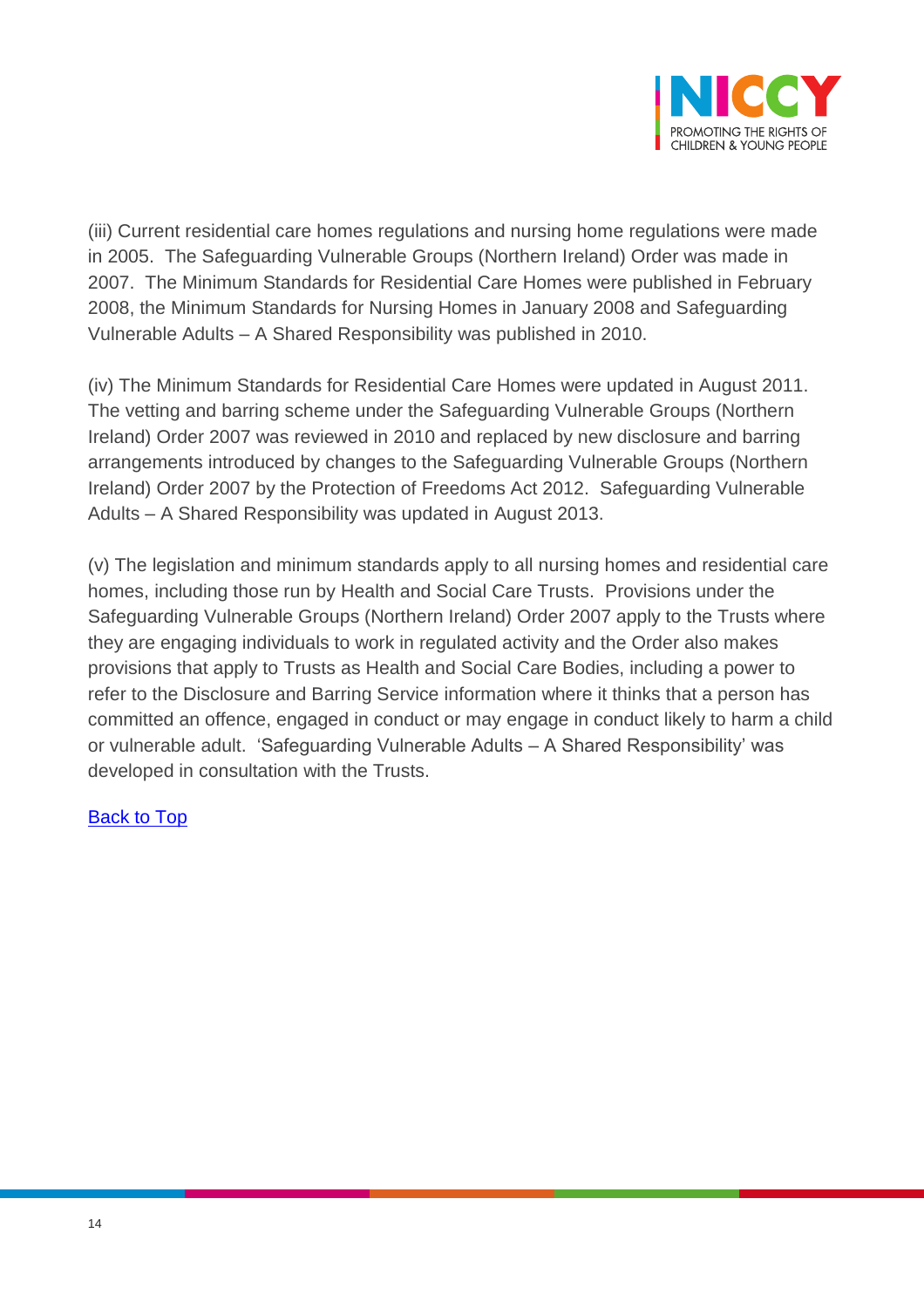(iii) Current residential care homes regulations and nursing home regulations were made in 2005. The Safeguarding Vulnerable Groups (Northern Ireland) Order was made in 2007. The Minimum Standards for Residential Care Homes were published in February 2008, the Minimum Standards for Nursing Homes in January 2008 and Safeguarding Vulnerable Adults – A Shared Responsibility was published in 2010.

(iv) The Minimum Standards for Residential Care Homes were updated in August 2011. The vetting and barring scheme under the Safeguarding Vulnerable Groups (Northern Ireland) Order 2007 was reviewed in 2010 and replaced by new disclosure and barring arrangements introduced by changes to the Safeguarding Vulnerable Groups (Northern Ireland) Order 2007 by the Protection of Freedoms Act 2012. Safeguarding Vulnerable Adults – A Shared Responsibility was updated in August 2013.

(v) The legislation and minimum standards apply to all nursing homes and residential care homes, including those run by Health and Social Care Trusts. Provisions under the Safeguarding Vulnerable Groups (Northern Ireland) Order 2007 apply to the Trusts where they are engaging individuals to work in regulated activity and the Order also makes provisions that apply to Trusts as Health and Social Care Bodies, including a power to refer to the Disclosure and Barring Service information where it thinks that a person has committed an offence, engaged in conduct or may engage in conduct likely to harm a child or vulnerable adult. 'Safeguarding Vulnerable Adults – A Shared Responsibility' was developed in consultation with the Trusts.

Back to Top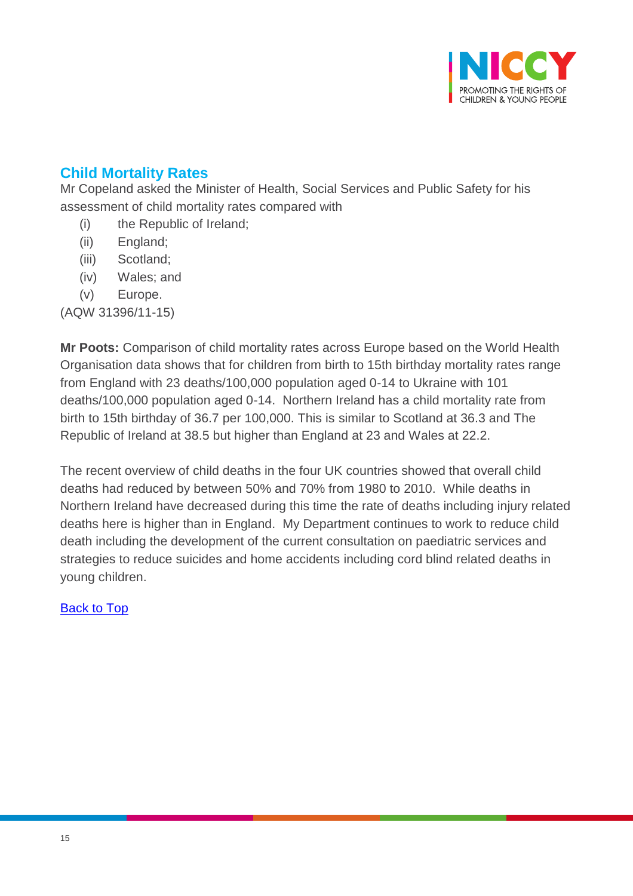## Child Mortality Rates

Mr Copeland asked the Minister of Health, Social Services and Public Safety for his assessment of child mortality rates compared with

- (i) the Republic of Ireland;
- (ii) England;
- (iii) Scotland;
- (iv) Wales; and
- (v) Europe.

(AQW 31396/11-15)

**Mr Poots:** Comparison of child mortality rates across Europe based on the World Health Organisation data shows that for children from birth to 15th birthday mortality rates range from England with 23 deaths/100,000 population aged 0-14 to Ukraine with 101 deaths/100,000 population aged 0-14. Northern Ireland has a child mortality rate from birth to 15th birthday of 36.7 per 100,000. This is similar to Scotland at 36.3 and The Republic of Ireland at 38.5 but higher than England at 23 and Wales at 22.2.

The recent overview of child deaths in the four UK countries showed that overall child deaths had reduced by between 50% and 70% from 1980 to 2010. While deaths in Northern Ireland have decreased during this time the rate of deaths including injury related deaths here is higher than in England. My Department continues to work to reduce child death including the development of the current consultation on paediatric services and strategies to reduce suicides and home accidents including cord blind related deaths in young children.

Back to Top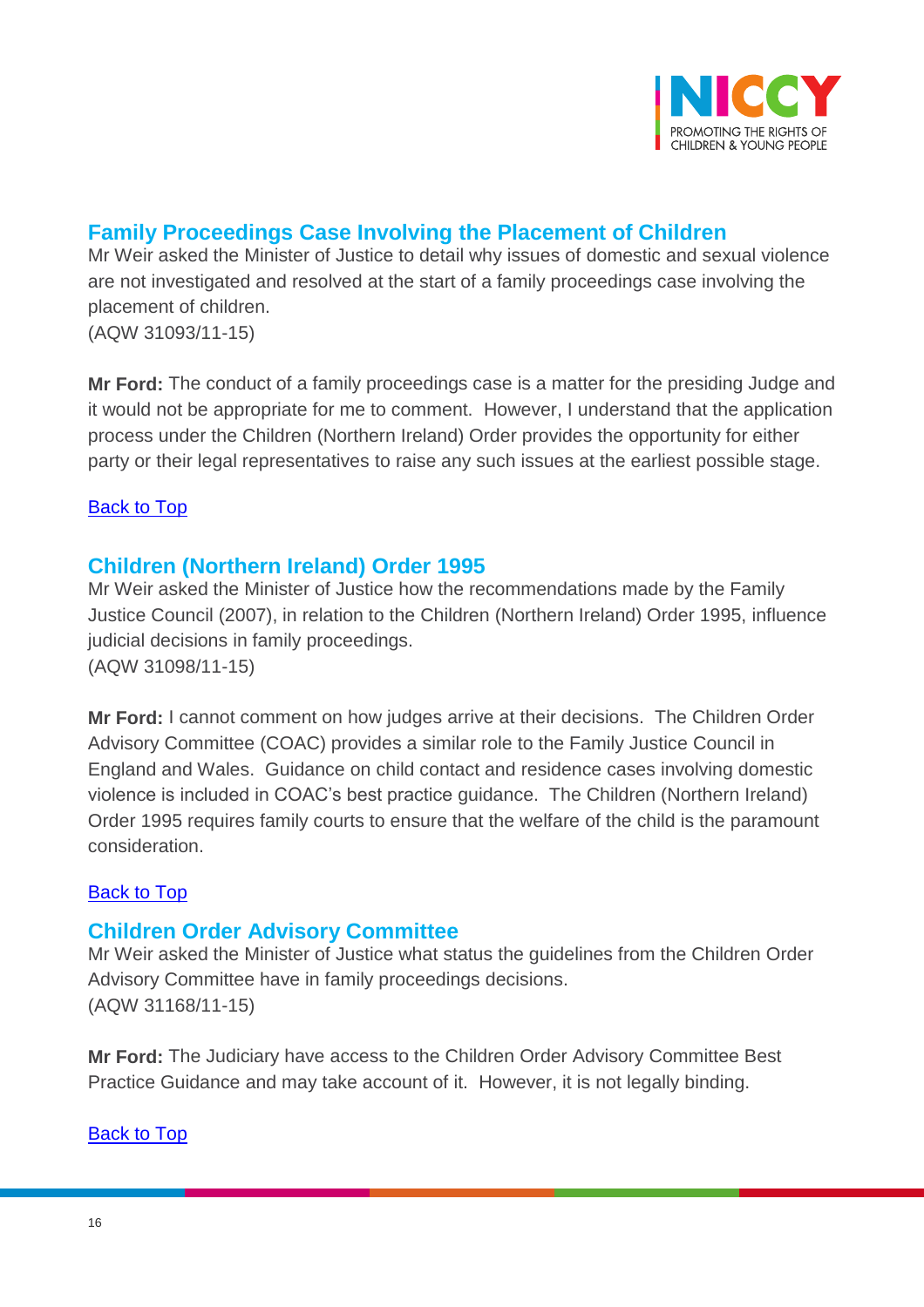## Family Proceedings Case Involving the Placement of Children

Mr Weir asked the Minister of Justice to detail why issues of domestic and sexual violence are not investigated and resolved at the start of a family proceedings case involving the placement of children.
(AQW 31093/11-15)

**Mr Ford:** The conduct of a family proceedings case is a matter for the presiding Judge and it would not be appropriate for me to comment. However, I understand that the application process under the Children (Northern Ireland) Order provides the opportunity for either party or their legal representatives to raise any such issues at the earliest possible stage.

[Back to Top]

## Children (Northern Ireland) Order 1995

Mr Weir asked the Minister of Justice how the recommendations made by the Family Justice Council (2007), in relation to the Children (Northern Ireland) Order 1995, influence judicial decisions in family proceedings.
(AQW 31098/11-15)

**Mr Ford:** I cannot comment on how judges arrive at their decisions. The Children Order Advisory Committee (COAC) provides a similar role to the Family Justice Council in England and Wales. Guidance on child contact and residence cases involving domestic violence is included in COAC's best practice guidance. The Children (Northern Ireland) Order 1995 requires family courts to ensure that the welfare of the child is the paramount consideration.

[Back to Top]

## Children Order Advisory Committee

Mr Weir asked the Minister of Justice what status the guidelines from the Children Order Advisory Committee have in family proceedings decisions.
(AQW 31168/11-15)

**Mr Ford:** The Judiciary have access to the Children Order Advisory Committee Best Practice Guidance and may take account of it. However, it is not legally binding.

[Back to Top]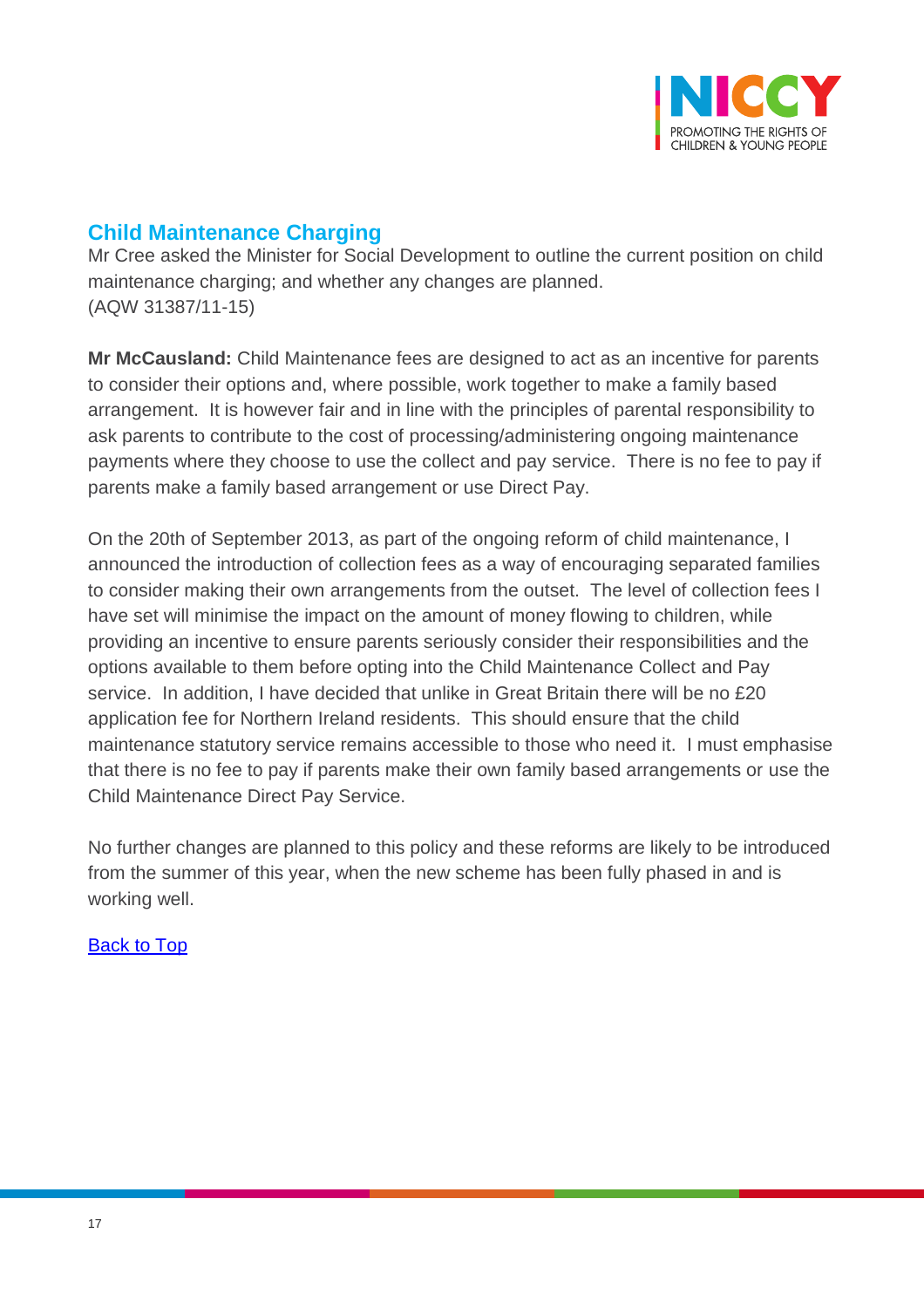## Child Maintenance Charging

Mr Cree asked the Minister for Social Development to outline the current position on child maintenance charging; and whether any changes are planned.
(AQW 31387/11-15)

**Mr McCausland:** Child Maintenance fees are designed to act as an incentive for parents to consider their options and, where possible, work together to make a family based arrangement. It is however fair and in line with the principles of parental responsibility to ask parents to contribute to the cost of processing/administering ongoing maintenance payments where they choose to use the collect and pay service. There is no fee to pay if parents make a family based arrangement or use Direct Pay.

On the 20th of September 2013, as part of the ongoing reform of child maintenance, I announced the introduction of collection fees as a way of encouraging separated families to consider making their own arrangements from the outset. The level of collection fees I have set will minimise the impact on the amount of money flowing to children, while providing an incentive to ensure parents seriously consider their responsibilities and the options available to them before opting into the Child Maintenance Collect and Pay service. In addition, I have decided that unlike in Great Britain there will be no £20 application fee for Northern Ireland residents. This should ensure that the child maintenance statutory service remains accessible to those who need it. I must emphasise that there is no fee to pay if parents make their own family based arrangements or use the Child Maintenance Direct Pay Service.

No further changes are planned to this policy and these reforms are likely to be introduced from the summer of this year, when the new scheme has been fully phased in and is working well.

Back to Top